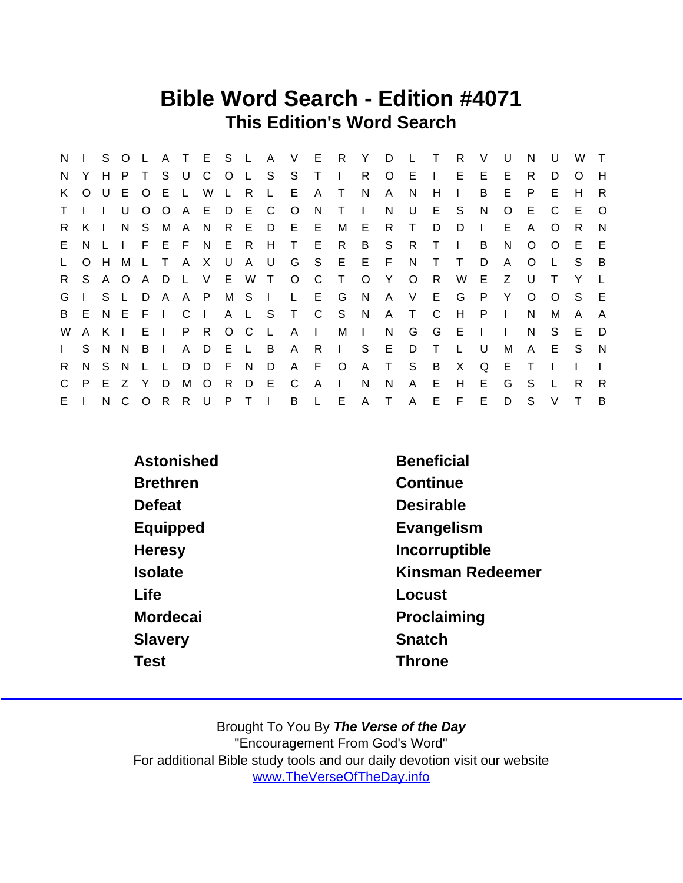# Bible Word Search - Edition #4071

## This Edition's Word Search

```
N I S O L A T E S L A V E R Y D L T R V U N U W T
N Y H P T S U C O L S S T I R O E I E E E R D O H
K O U E O E L W L R L E A T N A N H I B E P E H R
T I I U O O A E D E C O N T I N U E S N O E C E O
R K I N S M A N R E D E E M E R T D D I E A O R N
E N L I F E F N E R H T E R B S R T I B N O O E E
L O H M L T A X U A U G S E E F N T T D A O L S B
R S A O A D L V E W T O C T O Y O R W E Z U T Y L
G I S L D A A P M S I L E G N A V E G P Y O O S E
B E N E F I C I A L S T C S N A T C H P I N M A A
W A K I E I P R O C L A I M I N G G E I I N S E D
I S N N B I A D E L B A R I S E D T L U M A E S N
R N S N L L D D F N D A F O A T S B X Q E T I I I
C P E Z Y D M O R D E C A I N N A E H E G S L R R
E I N C O R R U P T I B L E A T A E F E D S V T B
```

| | |
|---|---|
| Astonished | Beneficial |
| Brethren | Continue |
| Defeat | Desirable |
| Equipped | Evangelism |
| Heresy | Incorruptible |
| Isolate | Kinsman Redeemer |
| Life | Locust |
| Mordecai | Proclaiming |
| Slavery | Snatch |
| Test | Throne |

Brought To You By ***The Verse of the Day***

"Encouragement From God's Word"

For additional Bible study tools and our daily devotion visit our website

www.TheVerseOfTheDay.info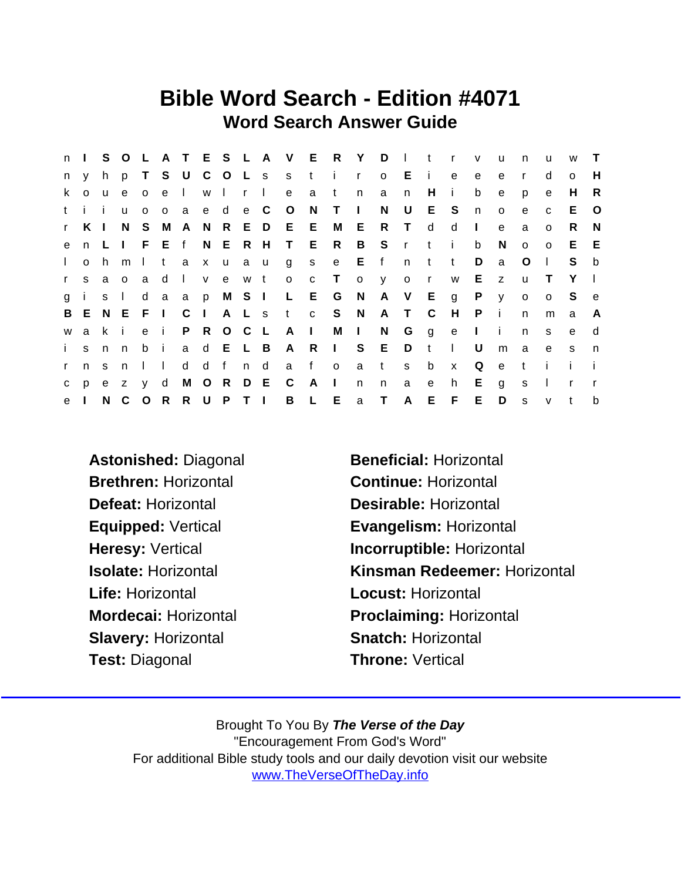# Bible Word Search - Edition #4071

## Word Search Answer Guide

```
n I S O L A T E S L A V E R Y D l t r v u n u w T
n y h p T S U C O L s s t i r o E i e e e r d o H
k o u e o e l w l r l e a t n a n H i b e p e H R
t i i u o o a e d e C O N T I N U E S n o e c E O
r K I N S M A N R E D E E M E R T d d I e a o R N
e n L I F E f N E R H T E R B S r t i b N o o E E
l o h m l t a x u a u g s e E f n t t D a O l S b
r s a o a d l v e w t o c T o y o r w E z u T Y l
g i s l d a a p M S I L E G N A V E g P y o o S e
B E N E F I C I A L s t c S N A T C H P i n m a A
w a k i e i P R O C L A I M I N G g e I i n s e d
i s n n b i a d E L B A R I S E D t l U m a e s n
r n s n l l d d f n d a f o a t s b x Q e t i i i
c p e z y d M O R D E C A I n n a e h E g s l r r
e I N C O R R U P T I B L E a T A E F E D s v t b
```

**Astonished:** Diagonal

**Beneficial:** Horizontal

**Brethren:** Horizontal

**Continue:** Horizontal

**Defeat:** Horizontal

**Desirable:** Horizontal

**Equipped:** Vertical

**Evangelism:** Horizontal

**Heresy:** Vertical

**Incorruptible:** Horizontal

**Isolate:** Horizontal

**Kinsman Redeemer:** Horizontal

**Life:** Horizontal

**Locust:** Horizontal

**Mordecai:** Horizontal

**Proclaiming:** Horizontal

**Slavery:** Horizontal

**Snatch:** Horizontal

**Test:** Diagonal

**Throne:** Vertical

---

Brought To You By ***The Verse of the Day***

"Encouragement From God's Word"

For additional Bible study tools and our daily devotion visit our website

www.TheVerseOfTheDay.info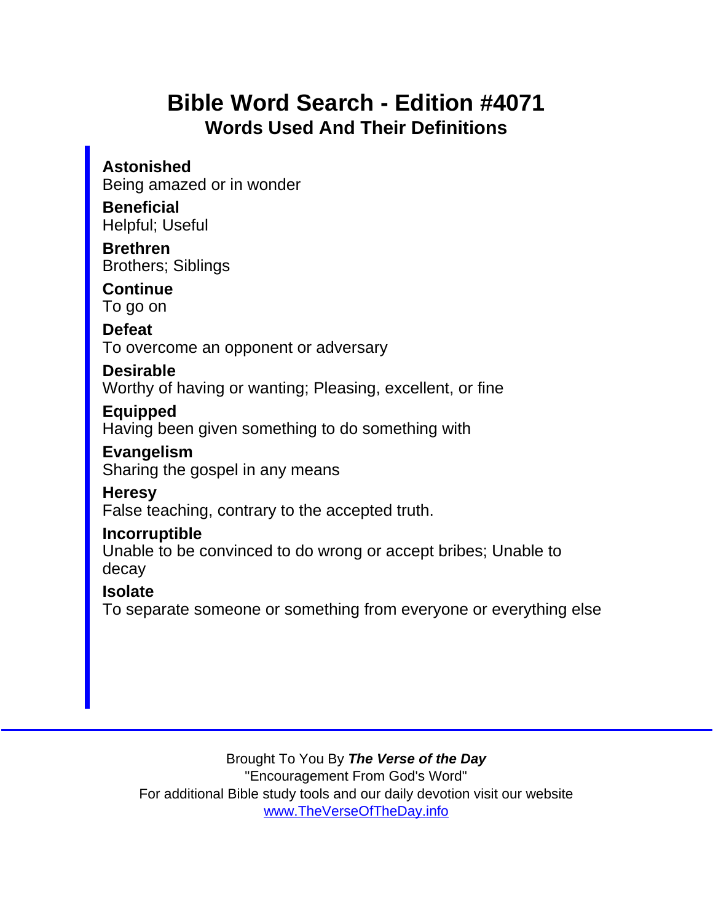# Bible Word Search - Edition #4071

## Words Used And Their Definitions

**Astonished**
Being amazed or in wonder

**Beneficial**
Helpful; Useful

**Brethren**
Brothers; Siblings

**Continue**
To go on

**Defeat**
To overcome an opponent or adversary

**Desirable**
Worthy of having or wanting; Pleasing, excellent, or fine

**Equipped**
Having been given something to do something with

**Evangelism**
Sharing the gospel in any means

**Heresy**
False teaching, contrary to the accepted truth.

**Incorruptible**
Unable to be convinced to do wrong or accept bribes; Unable to decay

**Isolate**
To separate someone or something from everyone or everything else

---

Brought To You By ***The Verse of the Day***
"Encouragement From God's Word"
For additional Bible study tools and our daily devotion visit our website
[www.TheVerseOfTheDay.info](http://www.TheVerseOfTheDay.info)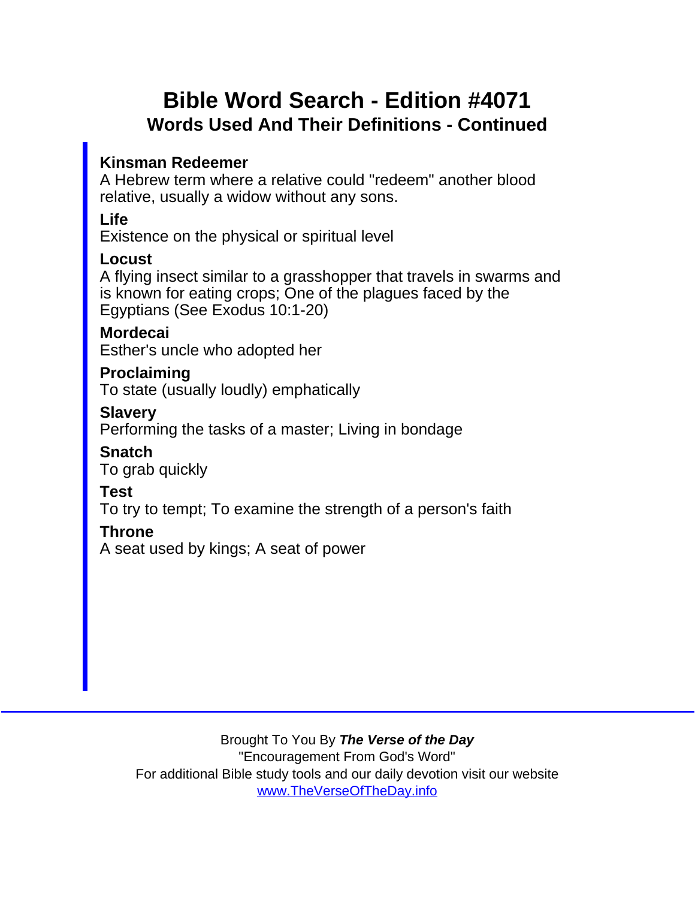# Bible Word Search - Edition #4071

## Words Used And Their Definitions - Continued

**Kinsman Redeemer**
A Hebrew term where a relative could "redeem" another blood relative, usually a widow without any sons.

**Life**
Existence on the physical or spiritual level

**Locust**
A flying insect similar to a grasshopper that travels in swarms and is known for eating crops; One of the plagues faced by the Egyptians (See Exodus 10:1-20)

**Mordecai**
Esther's uncle who adopted her

**Proclaiming**
To state (usually loudly) emphatically

**Slavery**
Performing the tasks of a master; Living in bondage

**Snatch**
To grab quickly

**Test**
To try to tempt; To examine the strength of a person's faith

**Throne**
A seat used by kings; A seat of power

---

Brought To You By ***The Verse of the Day***
"Encouragement From God's Word"
For additional Bible study tools and our daily devotion visit our website
www.TheVerseOfTheDay.info